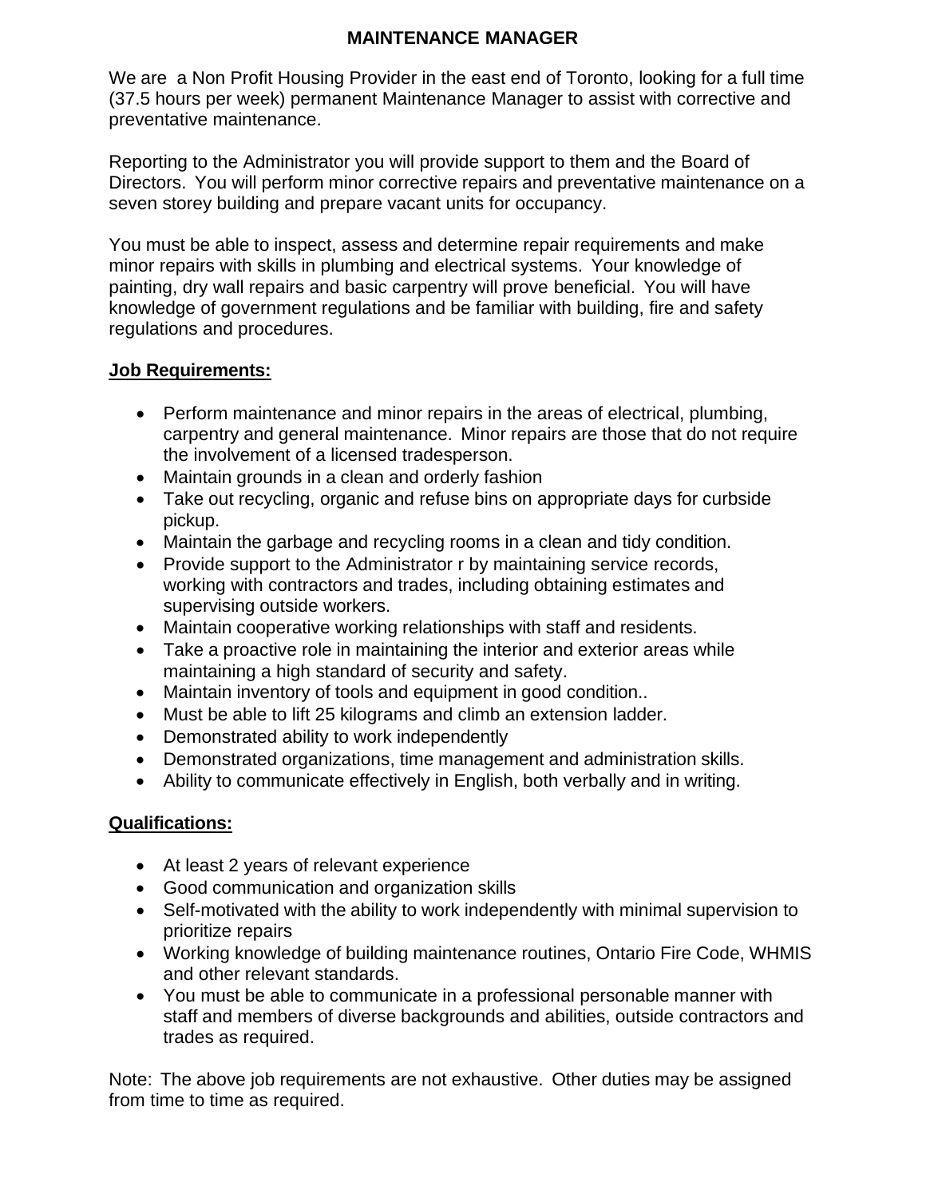# MAINTENANCE MANAGER

We are a Non Profit Housing Provider in the east end of Toronto, looking for a full time (37.5 hours per week) permanent Maintenance Manager to assist with corrective and preventative maintenance.

Reporting to the Administrator you will provide support to them and the Board of Directors. You will perform minor corrective repairs and preventative maintenance on a seven storey building and prepare vacant units for occupancy.

You must be able to inspect, assess and determine repair requirements and make minor repairs with skills in plumbing and electrical systems. Your knowledge of painting, dry wall repairs and basic carpentry will prove beneficial. You will have knowledge of government regulations and be familiar with building, fire and safety regulations and procedures.

## Job Requirements:

- Perform maintenance and minor repairs in the areas of electrical, plumbing, carpentry and general maintenance. Minor repairs are those that do not require the involvement of a licensed tradesperson.
- Maintain grounds in a clean and orderly fashion
- Take out recycling, organic and refuse bins on appropriate days for curbside pickup.
- Maintain the garbage and recycling rooms in a clean and tidy condition.
- Provide support to the Administrator r by maintaining service records, working with contractors and trades, including obtaining estimates and supervising outside workers.
- Maintain cooperative working relationships with staff and residents.
- Take a proactive role in maintaining the interior and exterior areas while maintaining a high standard of security and safety.
- Maintain inventory of tools and equipment in good condition..
- Must be able to lift 25 kilograms and climb an extension ladder.
- Demonstrated ability to work independently
- Demonstrated organizations, time management and administration skills.
- Ability to communicate effectively in English, both verbally and in writing.

## Qualifications:

- At least 2 years of relevant experience
- Good communication and organization skills
- Self-motivated with the ability to work independently with minimal supervision to prioritize repairs
- Working knowledge of building maintenance routines, Ontario Fire Code, WHMIS and other relevant standards.
- You must be able to communicate in a professional personable manner with staff and members of diverse backgrounds and abilities, outside contractors and trades as required.

Note: The above job requirements are not exhaustive. Other duties may be assigned from time to time as required.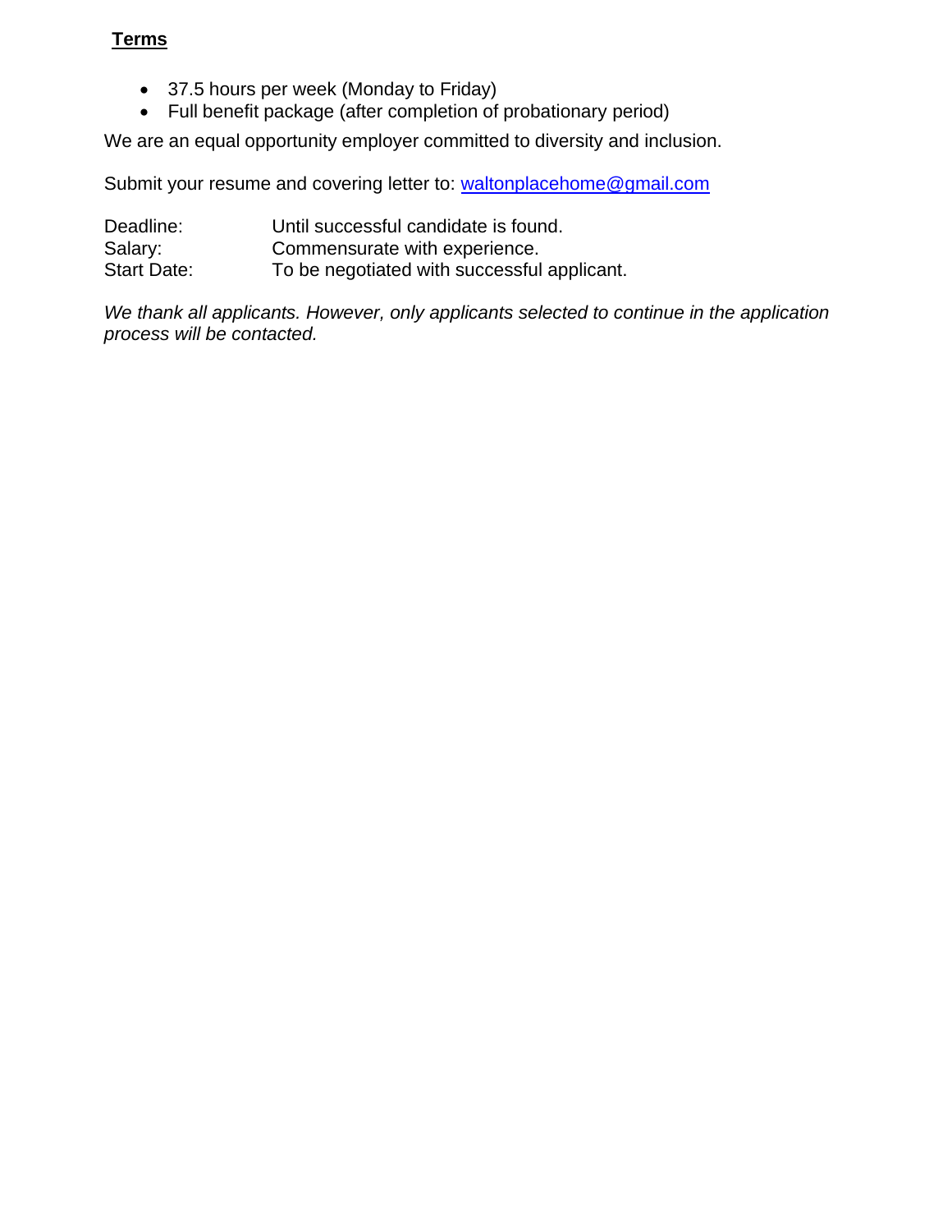**Terms**

- 37.5 hours per week (Monday to Friday)
- Full benefit package (after completion of probationary period)

We are an equal opportunity employer committed to diversity and inclusion.

Submit your resume and covering letter to: waltonplacehome@gmail.com

| | |
|---|---|
| Deadline: | Until successful candidate is found. |
| Salary: | Commensurate with experience. |
| Start Date: | To be negotiated with successful applicant. |

*We thank all applicants. However, only applicants selected to continue in the application process will be contacted.*